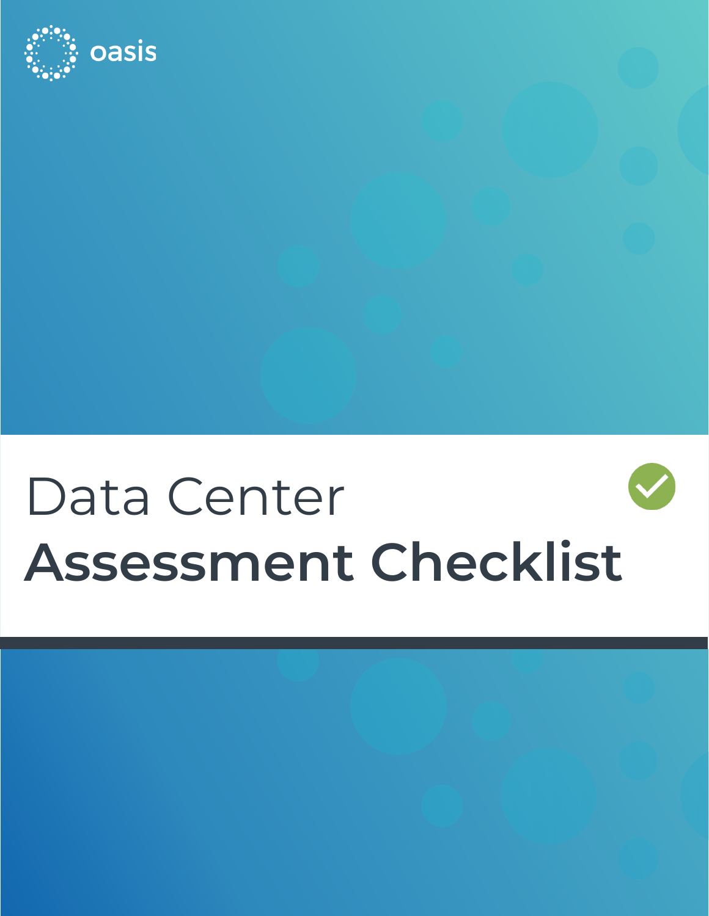oasis

# Data Center

# Assessment Checklist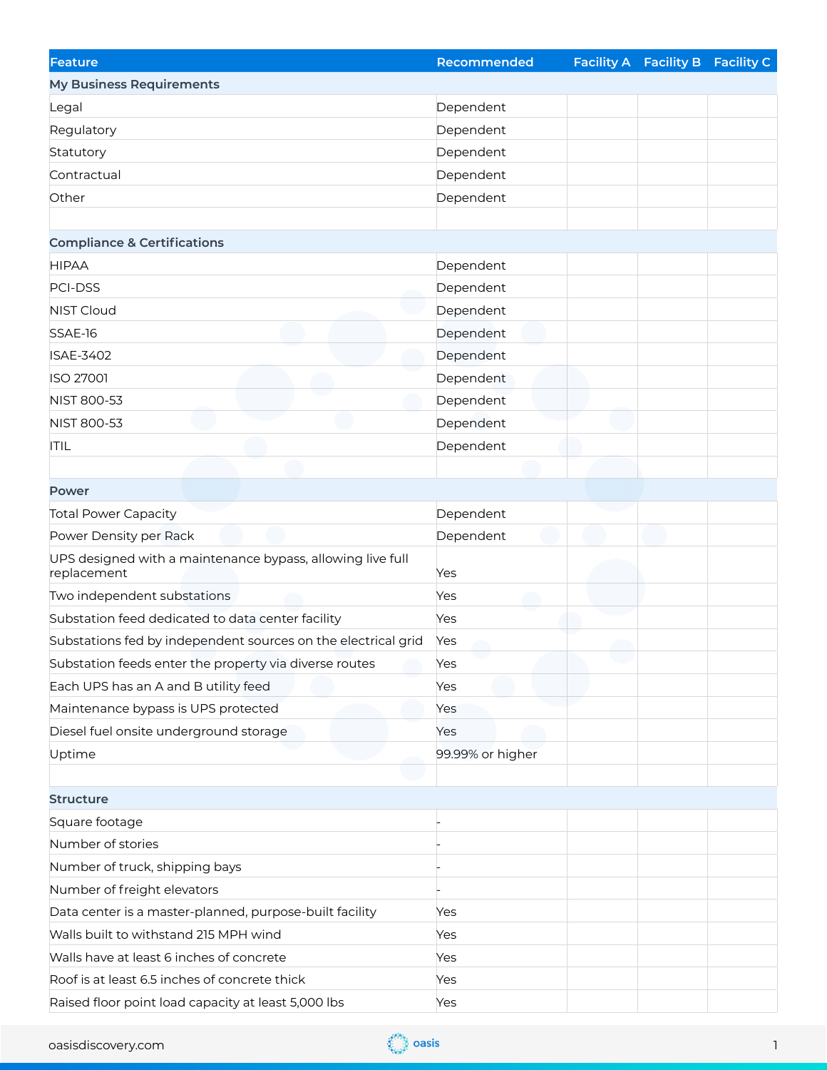| Feature | Recommended | Facility A | Facility B | Facility C |
|---|---|---|---|---|
| **My Business Requirements** | | | | |
| Legal | Dependent | | | |
| Regulatory | Dependent | | | |
| Statutory | Dependent | | | |
| Contractual | Dependent | | | |
| Other | Dependent | | | |
| | | | | |
| **Compliance & Certifications** | | | | |
| HIPAA | Dependent | | | |
| PCI-DSS | Dependent | | | |
| NIST Cloud | Dependent | | | |
| SSAE-16 | Dependent | | | |
| ISAE-3402 | Dependent | | | |
| ISO 27001 | Dependent | | | |
| NIST 800-53 | Dependent | | | |
| NIST 800-53 | Dependent | | | |
| ITIL | Dependent | | | |
| | | | | |
| **Power** | | | | |
| Total Power Capacity | Dependent | | | |
| Power Density per Rack | Dependent | | | |
| UPS designed with a maintenance bypass, allowing live full replacement | Yes | | | |
| Two independent substations | Yes | | | |
| Substation feed dedicated to data center facility | Yes | | | |
| Substations fed by independent sources on the electrical grid | Yes | | | |
| Substation feeds enter the property via diverse routes | Yes | | | |
| Each UPS has an A and B utility feed | Yes | | | |
| Maintenance bypass is UPS protected | Yes | | | |
| Diesel fuel onsite underground storage | Yes | | | |
| Uptime | 99.99% or higher | | | |
| | | | | |
| **Structure** | | | | |
| Square footage | - | | | |
| Number of stories | - | | | |
| Number of truck, shipping bays | - | | | |
| Number of freight elevators | - | | | |
| Data center is a master-planned, purpose-built facility | Yes | | | |
| Walls built to withstand 215 MPH wind | Yes | | | |
| Walls have at least 6 inches of concrete | Yes | | | |
| Roof is at least 6.5 inches of concrete thick | Yes | | | |
| Raised floor point load capacity at least 5,000 lbs | Yes | | | |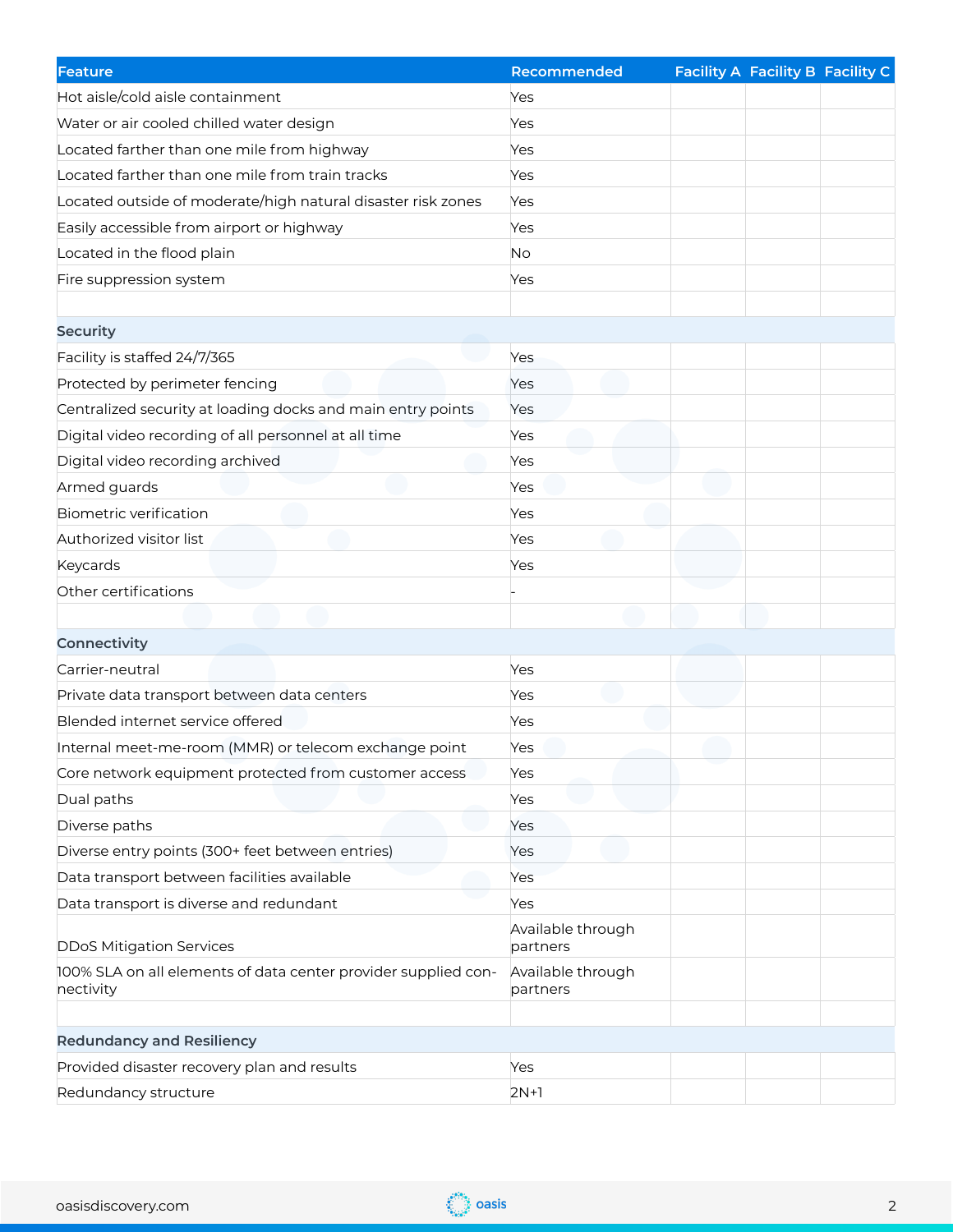| Feature | Recommended | Facility A | Facility B | Facility C |
|---|---|---|---|---|
| Hot aisle/cold aisle containment | Yes | | | |
| Water or air cooled chilled water design | Yes | | | |
| Located farther than one mile from highway | Yes | | | |
| Located farther than one mile from train tracks | Yes | | | |
| Located outside of moderate/high natural disaster risk zones | Yes | | | |
| Easily accessible from airport or highway | Yes | | | |
| Located in the flood plain | No | | | |
| Fire suppression system | Yes | | | |
| | | | | |
| **Security** | | | | |
| Facility is staffed 24/7/365 | Yes | | | |
| Protected by perimeter fencing | Yes | | | |
| Centralized security at loading docks and main entry points | Yes | | | |
| Digital video recording of all personnel at all time | Yes | | | |
| Digital video recording archived | Yes | | | |
| Armed guards | Yes | | | |
| Biometric verification | Yes | | | |
| Authorized visitor list | Yes | | | |
| Keycards | Yes | | | |
| Other certifications | - | | | |
| | | | | |
| **Connectivity** | | | | |
| Carrier-neutral | Yes | | | |
| Private data transport between data centers | Yes | | | |
| Blended internet service offered | Yes | | | |
| Internal meet-me-room (MMR) or telecom exchange point | Yes | | | |
| Core network equipment protected from customer access | Yes | | | |
| Dual paths | Yes | | | |
| Diverse paths | Yes | | | |
| Diverse entry points (300+ feet between entries) | Yes | | | |
| Data transport between facilities available | Yes | | | |
| Data transport is diverse and redundant | Yes | | | |
| DDoS Mitigation Services | Available through partners | | | |
| 100% SLA on all elements of data center provider supplied connectivity | Available through partners | | | |
| | | | | |
| **Redundancy and Resiliency** | | | | |
| Provided disaster recovery plan and results | Yes | | | |
| Redundancy structure | 2N+1 | | | |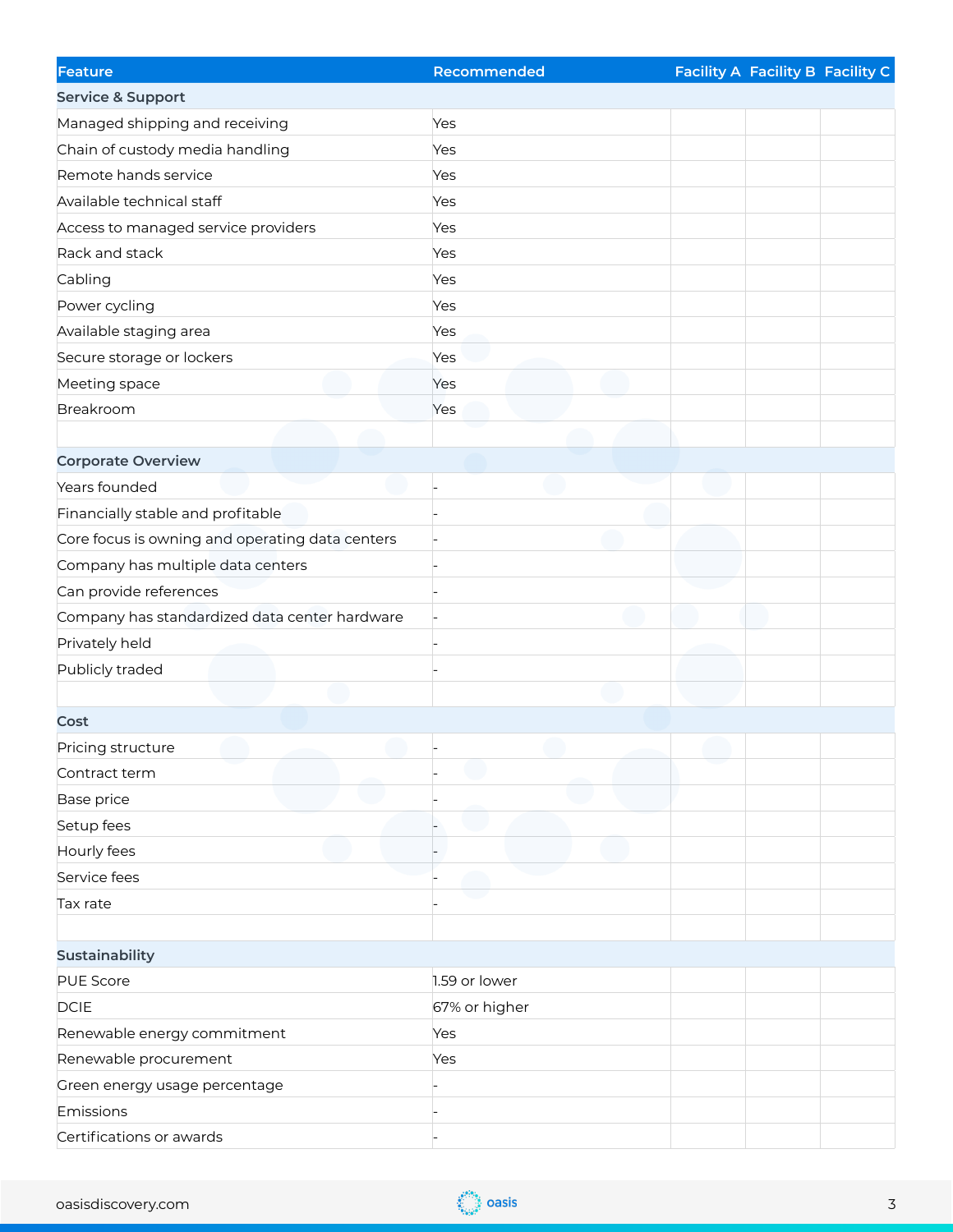| Feature | Recommended | Facility A | Facility B | Facility C |
|---|---|---|---|---|
| **Service & Support** | | | | |
| Managed shipping and receiving | Yes | | | |
| Chain of custody media handling | Yes | | | |
| Remote hands service | Yes | | | |
| Available technical staff | Yes | | | |
| Access to managed service providers | Yes | | | |
| Rack and stack | Yes | | | |
| Cabling | Yes | | | |
| Power cycling | Yes | | | |
| Available staging area | Yes | | | |
| Secure storage or lockers | Yes | | | |
| Meeting space | Yes | | | |
| Breakroom | Yes | | | |
| | | | | |
| **Corporate Overview** | | | | |
| Years founded | - | | | |
| Financially stable and profitable | - | | | |
| Core focus is owning and operating data centers | - | | | |
| Company has multiple data centers | - | | | |
| Can provide references | - | | | |
| Company has standardized data center hardware | - | | | |
| Privately held | - | | | |
| Publicly traded | - | | | |
| | | | | |
| **Cost** | | | | |
| Pricing structure | - | | | |
| Contract term | - | | | |
| Base price | - | | | |
| Setup fees | - | | | |
| Hourly fees | - | | | |
| Service fees | - | | | |
| Tax rate | - | | | |
| | | | | |
| **Sustainability** | | | | |
| PUE Score | 1.59 or lower | | | |
| DCIE | 67% or higher | | | |
| Renewable energy commitment | Yes | | | |
| Renewable procurement | Yes | | | |
| Green energy usage percentage | - | | | |
| Emissions | - | | | |
| Certifications or awards | - | | | |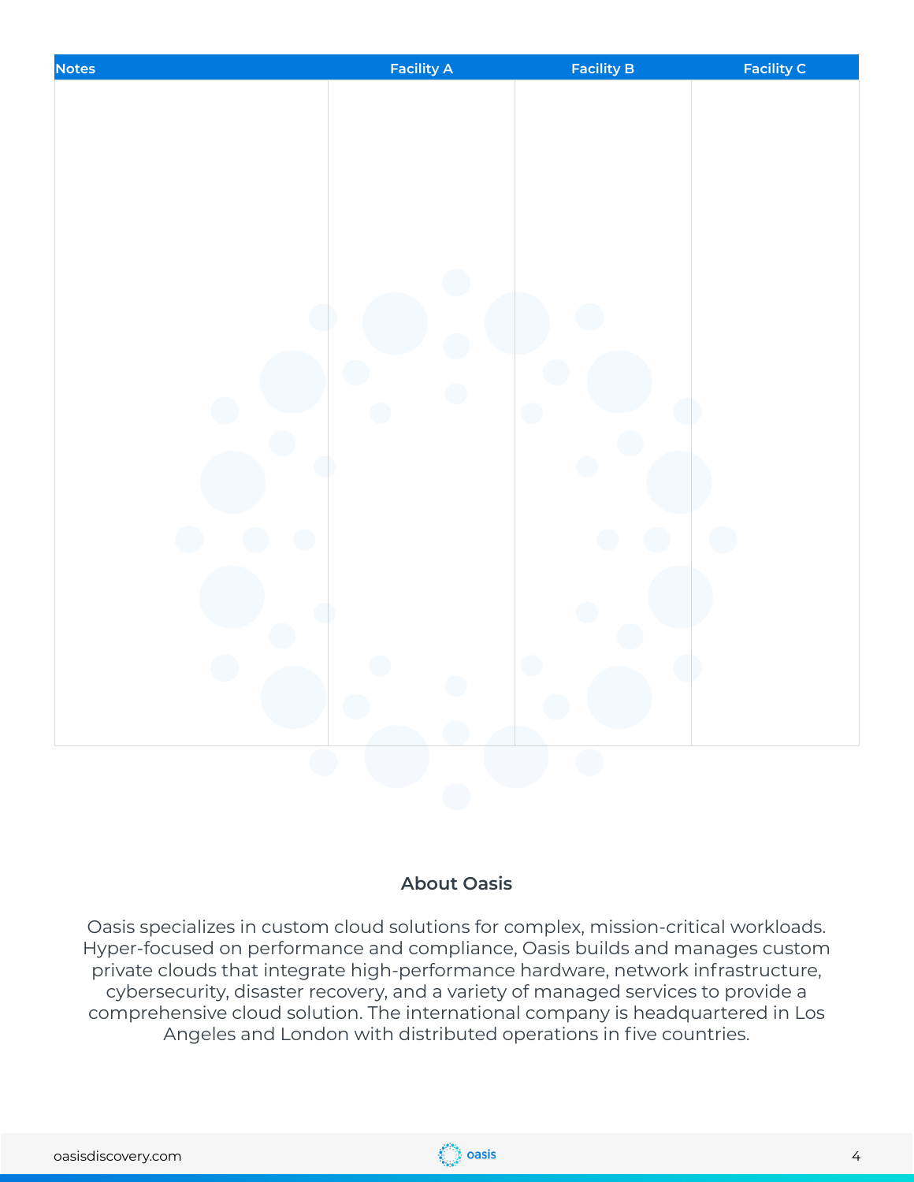| Notes | Facility A | Facility B | Facility C |
|---|---|---|---|
| | | | |

## About Oasis

Oasis specializes in custom cloud solutions for complex, mission-critical workloads. Hyper-focused on performance and compliance, Oasis builds and manages custom private clouds that integrate high-performance hardware, network infrastructure, cybersecurity, disaster recovery, and a variety of managed services to provide a comprehensive cloud solution. The international company is headquartered in Los Angeles and London with distributed operations in five countries.